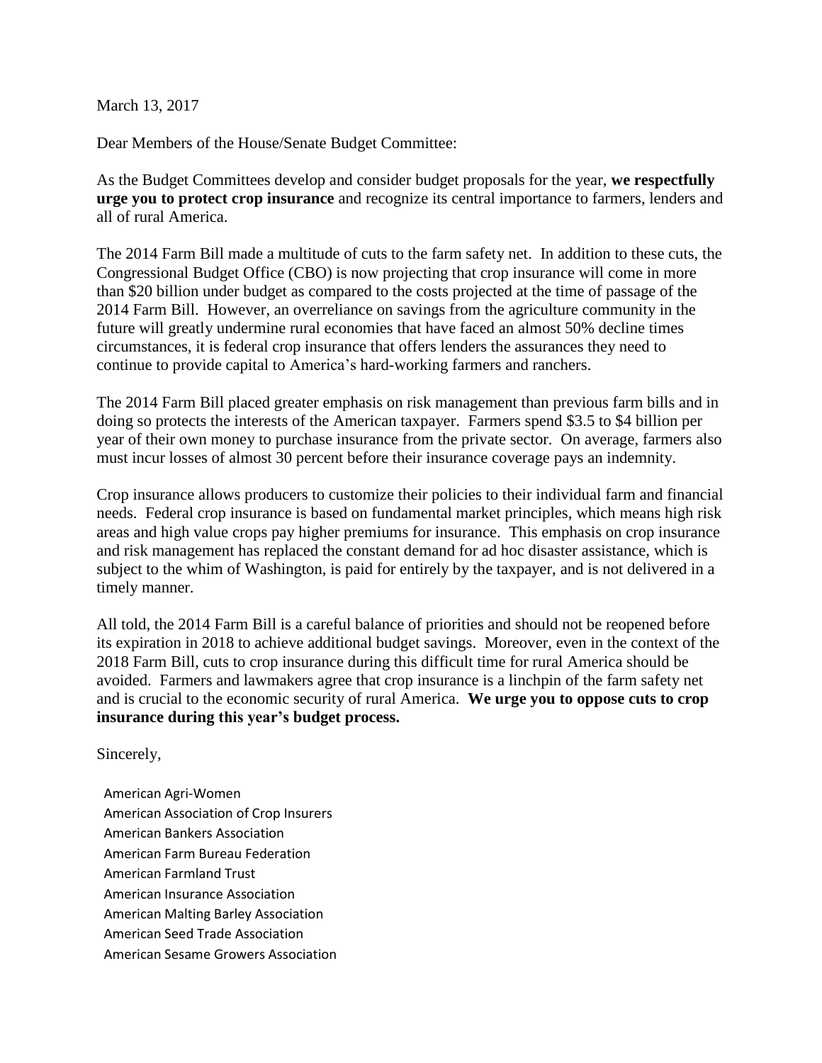March 13, 2017

Dear Members of the House/Senate Budget Committee:

As the Budget Committees develop and consider budget proposals for the year, **we respectfully urge you to protect crop insurance** and recognize its central importance to farmers, lenders and all of rural America.

The 2014 Farm Bill made a multitude of cuts to the farm safety net. In addition to these cuts, the Congressional Budget Office (CBO) is now projecting that crop insurance will come in more than $20 billion under budget as compared to the costs projected at the time of passage of the 2014 Farm Bill. However, an overreliance on savings from the agriculture community in the future will greatly undermine rural economies that have faced an almost 50% decline times circumstances, it is federal crop insurance that offers lenders the assurances they need to continue to provide capital to America's hard-working farmers and ranchers.

The 2014 Farm Bill placed greater emphasis on risk management than previous farm bills and in doing so protects the interests of the American taxpayer. Farmers spend $3.5 to $4 billion per year of their own money to purchase insurance from the private sector. On average, farmers also must incur losses of almost 30 percent before their insurance coverage pays an indemnity.

Crop insurance allows producers to customize their policies to their individual farm and financial needs. Federal crop insurance is based on fundamental market principles, which means high risk areas and high value crops pay higher premiums for insurance. This emphasis on crop insurance and risk management has replaced the constant demand for ad hoc disaster assistance, which is subject to the whim of Washington, is paid for entirely by the taxpayer, and is not delivered in a timely manner.

All told, the 2014 Farm Bill is a careful balance of priorities and should not be reopened before its expiration in 2018 to achieve additional budget savings. Moreover, even in the context of the 2018 Farm Bill, cuts to crop insurance during this difficult time for rural America should be avoided. Farmers and lawmakers agree that crop insurance is a linchpin of the farm safety net and is crucial to the economic security of rural America. **We urge you to oppose cuts to crop insurance during this year's budget process.**

Sincerely,

American Agri-Women
American Association of Crop Insurers
American Bankers Association
American Farm Bureau Federation
American Farmland Trust
American Insurance Association
American Malting Barley Association
American Seed Trade Association
American Sesame Growers Association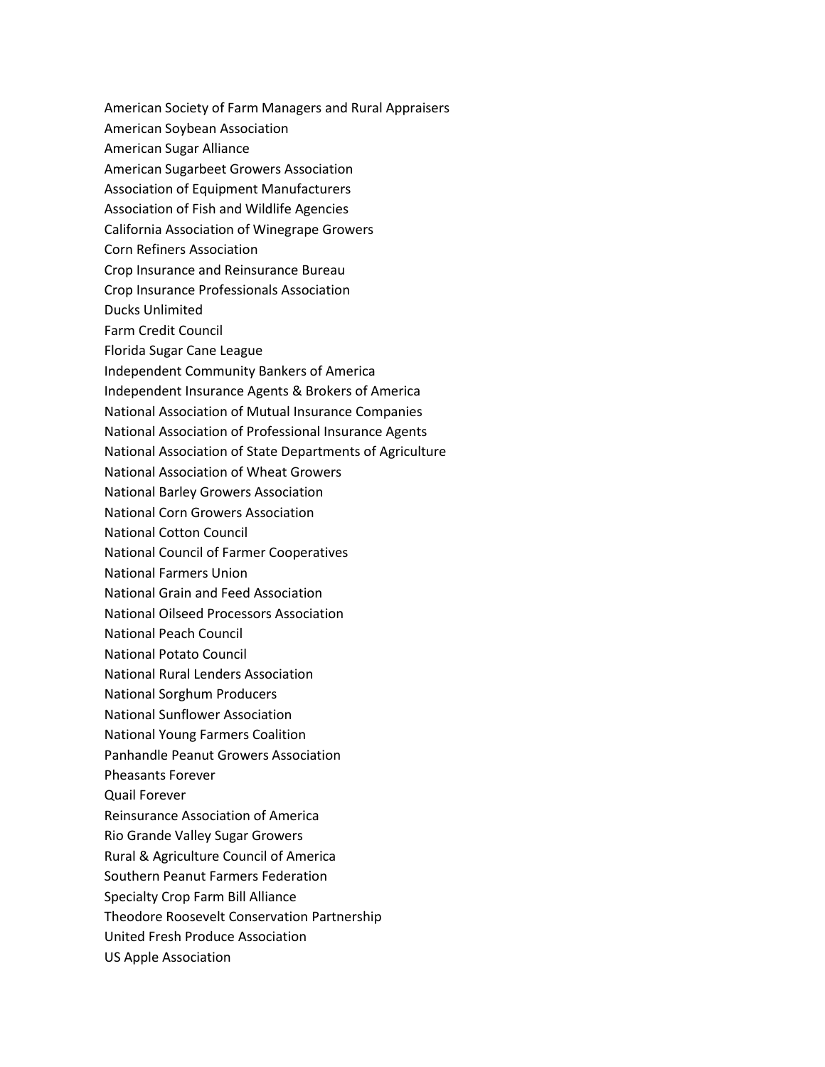American Society of Farm Managers and Rural Appraisers
American Soybean Association
American Sugar Alliance
American Sugarbeet Growers Association
Association of Equipment Manufacturers
Association of Fish and Wildlife Agencies
California Association of Winegrape Growers
Corn Refiners Association
Crop Insurance and Reinsurance Bureau
Crop Insurance Professionals Association
Ducks Unlimited
Farm Credit Council
Florida Sugar Cane League
Independent Community Bankers of America
Independent Insurance Agents & Brokers of America
National Association of Mutual Insurance Companies
National Association of Professional Insurance Agents
National Association of State Departments of Agriculture
National Association of Wheat Growers
National Barley Growers Association
National Corn Growers Association
National Cotton Council
National Council of Farmer Cooperatives
National Farmers Union
National Grain and Feed Association
National Oilseed Processors Association
National Peach Council
National Potato Council
National Rural Lenders Association
National Sorghum Producers
National Sunflower Association
National Young Farmers Coalition
Panhandle Peanut Growers Association
Pheasants Forever
Quail Forever
Reinsurance Association of America
Rio Grande Valley Sugar Growers
Rural & Agriculture Council of America
Southern Peanut Farmers Federation
Specialty Crop Farm Bill Alliance
Theodore Roosevelt Conservation Partnership
United Fresh Produce Association
US Apple Association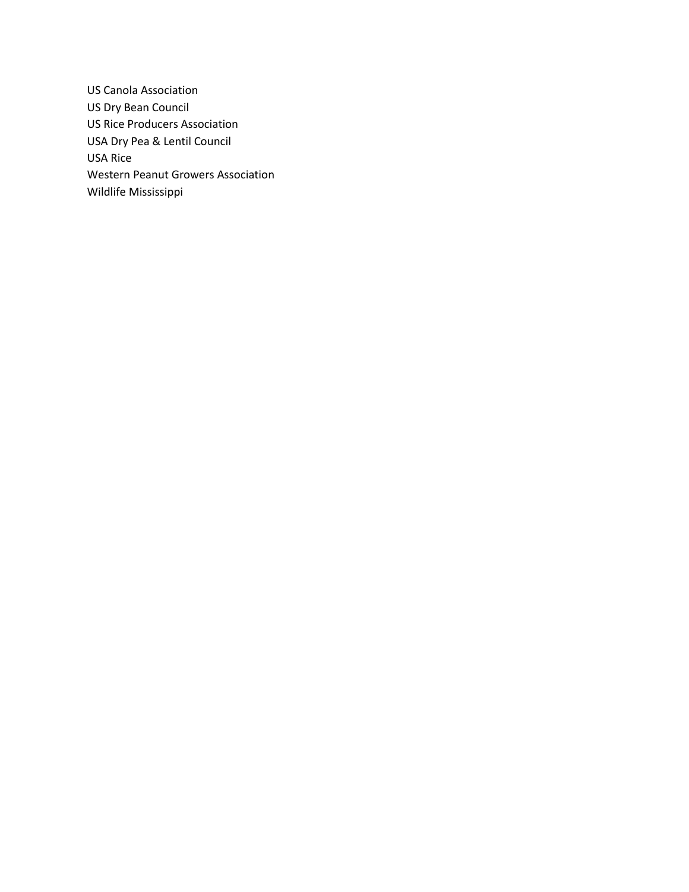US Canola Association
US Dry Bean Council
US Rice Producers Association
USA Dry Pea & Lentil Council
USA Rice
Western Peanut Growers Association
Wildlife Mississippi